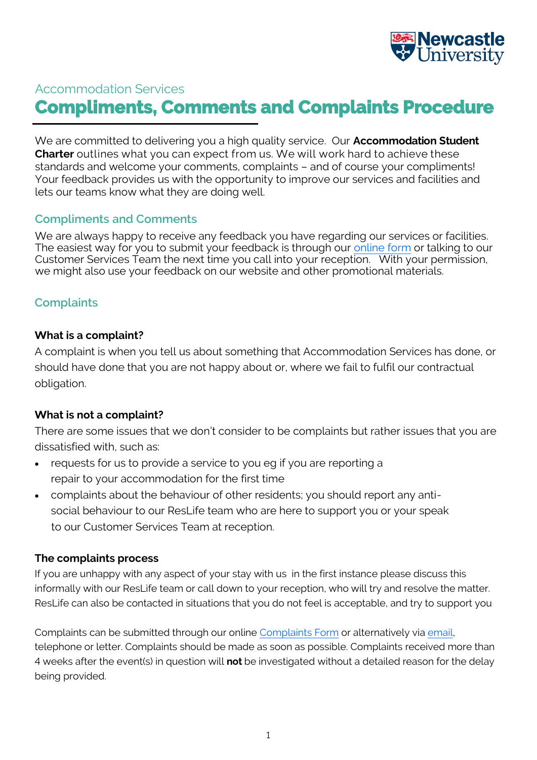Accommodation Services

# Compliments, Comments and Complaints Procedure

We are committed to delivering you a high quality service. Our **Accommodation Student Charter** outlines what you can expect from us. We will work hard to achieve these standards and welcome your comments, complaints – and of course your compliments! Your feedback provides us with the opportunity to improve our services and facilities and lets our teams know what they are doing well.

## Compliments and Comments

We are always happy to receive any feedback you have regarding our services or facilities. The easiest way for you to submit your feedback is through our online form or talking to our Customer Services Team the next time you call into your reception. With your permission, we might also use your feedback on our website and other promotional materials.

## Complaints

### What is a complaint?

A complaint is when you tell us about something that Accommodation Services has done, or should have done that you are not happy about or, where we fail to fulfil our contractual obligation.

### What is not a complaint?

There are some issues that we don't consider to be complaints but rather issues that you are dissatisfied with, such as:

- requests for us to provide a service to you eg if you are reporting a repair to your accommodation for the first time
- complaints about the behaviour of other residents; you should report any anti-social behaviour to our ResLife team who are here to support you or your speak to our Customer Services Team at reception.

### The complaints process

If you are unhappy with any aspect of your stay with us in the first instance please discuss this informally with our ResLife team or call down to your reception, who will try and resolve the matter. ResLife can also be contacted in situations that you do not feel is acceptable, and try to support you

Complaints can be submitted through our online Complaints Form or alternatively via email, telephone or letter. Complaints should be made as soon as possible. Complaints received more than 4 weeks after the event(s) in question will **not** be investigated without a detailed reason for the delay being provided.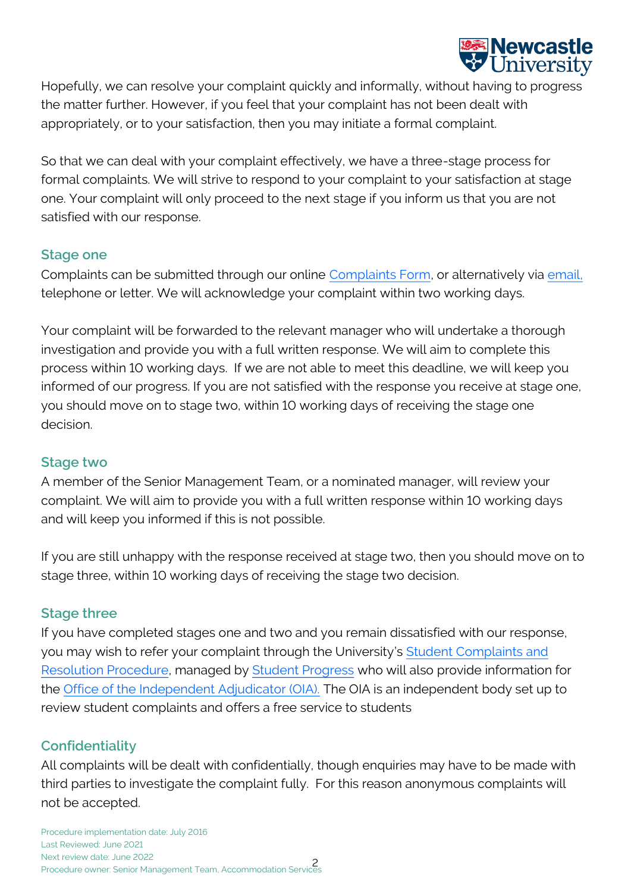Hopefully, we can resolve your complaint quickly and informally, without having to progress the matter further. However, if you feel that your complaint has not been dealt with appropriately, or to your satisfaction, then you may initiate a formal complaint.

So that we can deal with your complaint effectively, we have a three-stage process for formal complaints. We will strive to respond to your complaint to your satisfaction at stage one. Your complaint will only proceed to the next stage if you inform us that you are not satisfied with our response.

## Stage one

Complaints can be submitted through our online Complaints Form, or alternatively via email, telephone or letter. We will acknowledge your complaint within two working days.

Your complaint will be forwarded to the relevant manager who will undertake a thorough investigation and provide you with a full written response. We will aim to complete this process within 10 working days. If we are not able to meet this deadline, we will keep you informed of our progress. If you are not satisfied with the response you receive at stage one, you should move on to stage two, within 10 working days of receiving the stage one decision.

## Stage two

A member of the Senior Management Team, or a nominated manager, will review your complaint. We will aim to provide you with a full written response within 10 working days and will keep you informed if this is not possible.

If you are still unhappy with the response received at stage two, then you should move on to stage three, within 10 working days of receiving the stage two decision.

## Stage three

If you have completed stages one and two and you remain dissatisfied with our response, you may wish to refer your complaint through the University's Student Complaints and Resolution Procedure, managed by Student Progress who will also provide information for the Office of the Independent Adjudicator (OIA). The OIA is an independent body set up to review student complaints and offers a free service to students

## Confidentiality

All complaints will be dealt with confidentially, though enquiries may have to be made with third parties to investigate the complaint fully. For this reason anonymous complaints will not be accepted.

Procedure implementation date: July 2016
Last Reviewed: June 2021
Next review date: June 2022
Procedure owner: Senior Management Team, Accommodation Services